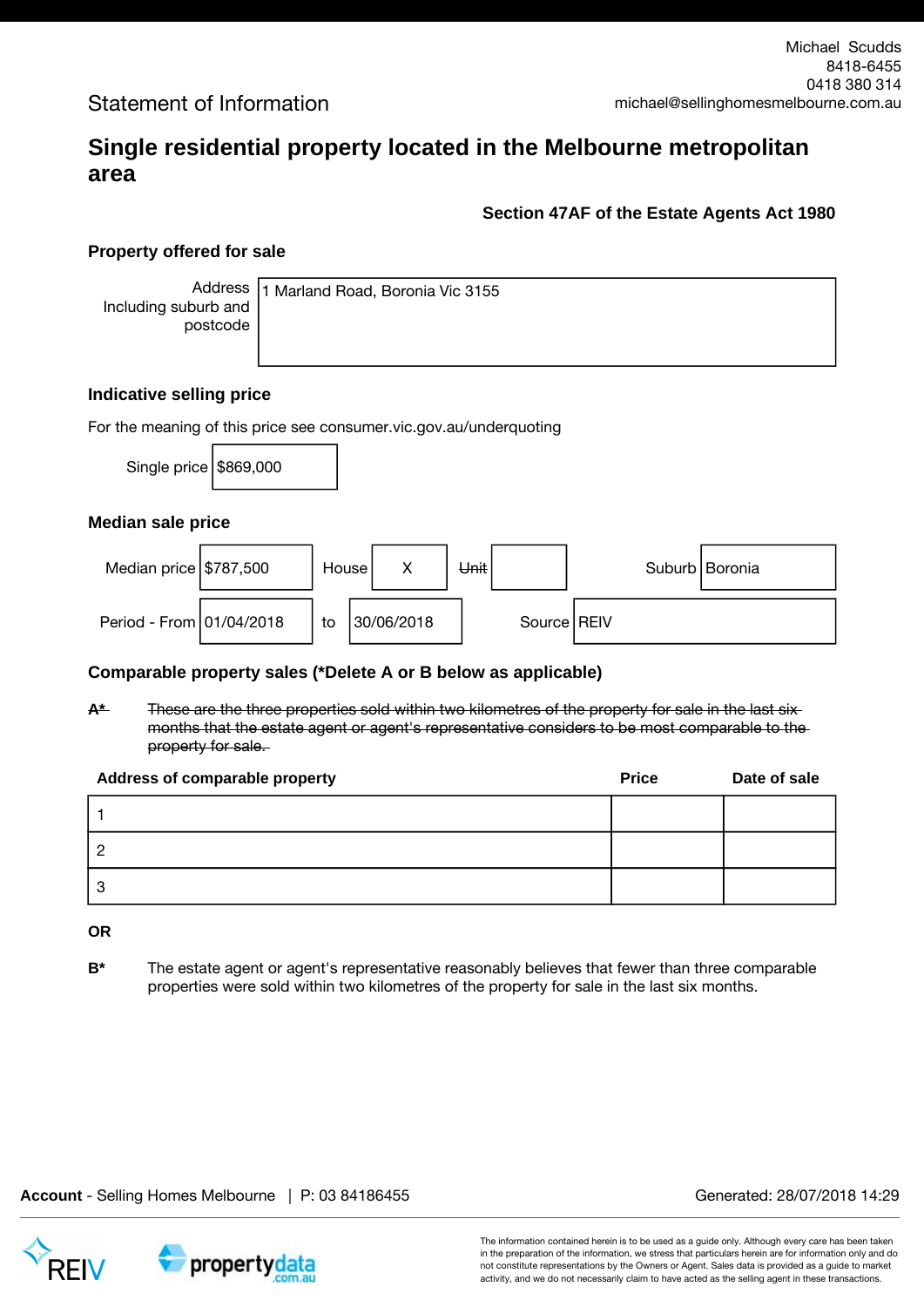Michael Scudds
8418-6455
0418 380 314
michael@sellinghomesmelbourne.com.au

Statement of Information

# Single residential property located in the Melbourne metropolitan area

**Section 47AF of the Estate Agents Act 1980**

## Property offered for sale

| Address Including suburb and postcode | 1 Marland Road, Boronia Vic 3155 |
|---|---|

## Indicative selling price

For the meaning of this price see consumer.vic.gov.au/underquoting

| Single price | $869,000 |
|---|---|

## Median sale price

| Median price | $787,500 | House | X | ~~Unit~~ | | Suburb | Boronia |
|---|---|---|---|---|---|---|---|
| Period - From | 01/04/2018 | to | 30/06/2018 | | | Source | REIV |

## Comparable property sales (*Delete A or B below as applicable)

~~**A***    These are the three properties sold within two kilometres of the property for sale in the last six months that the estate agent or agent's representative considers to be most comparable to the property for sale.~~

| Address of comparable property | Price | Date of sale |
|---|---|---|
| 1 | | |
| 2 | | |
| 3 | | |

**OR**

**B***    The estate agent or agent's representative reasonably believes that fewer than three comparable properties were sold within two kilometres of the property for sale in the last six months.

**Account** - Selling Homes Melbourne | P: 03 84186455

Generated: 28/07/2018 14:29

The information contained herein is to be used as a guide only. Although every care has been taken in the preparation of the information, we stress that particulars herein are for information only and do not constitute representations by the Owners or Agent. Sales data is provided as a guide to market activity, and we do not necessarily claim to have acted as the selling agent in these transactions.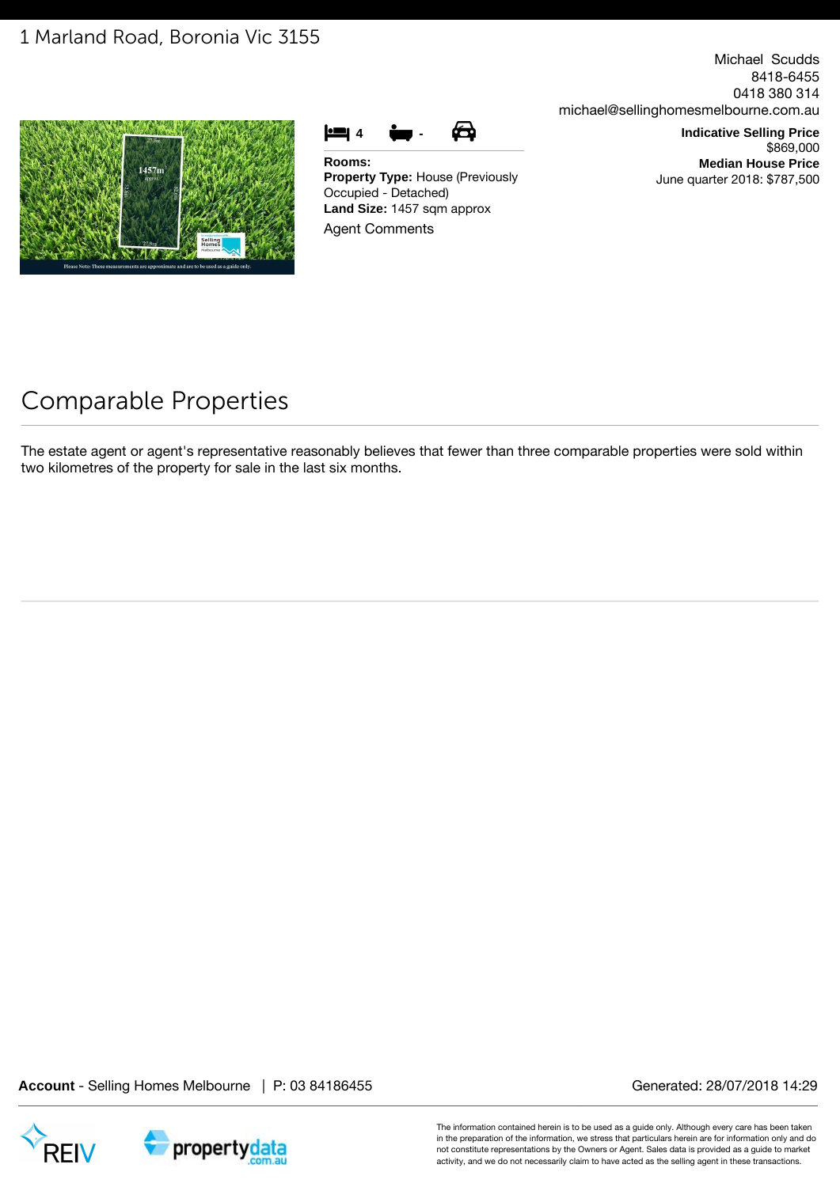# 1 Marland Road, Boronia Vic 3155

Michael Scudds
8418-6455
0418 380 314
michael@sellinghomesmelbourne.com.au

**Indicative Selling Price**
$869,000

**Median House Price**
June quarter 2018: $787,500

4 -

**Rooms:**
**Property Type:** House (Previously Occupied - Detached)
**Land Size:** 1457 sqm approx

Agent Comments

## Comparable Properties

The estate agent or agent's representative reasonably believes that fewer than three comparable properties were sold within two kilometres of the property for sale in the last six months.

**Account** - Selling Homes Melbourne | P: 03 84186455

Generated: 28/07/2018 14:29

The information contained herein is to be used as a guide only. Although every care has been taken in the preparation of the information, we stress that particulars herein are for information only and do not constitute representations by the Owners or Agent. Sales data is provided as a guide to market activity, and we do not necessarily claim to have acted as the selling agent in these transactions.